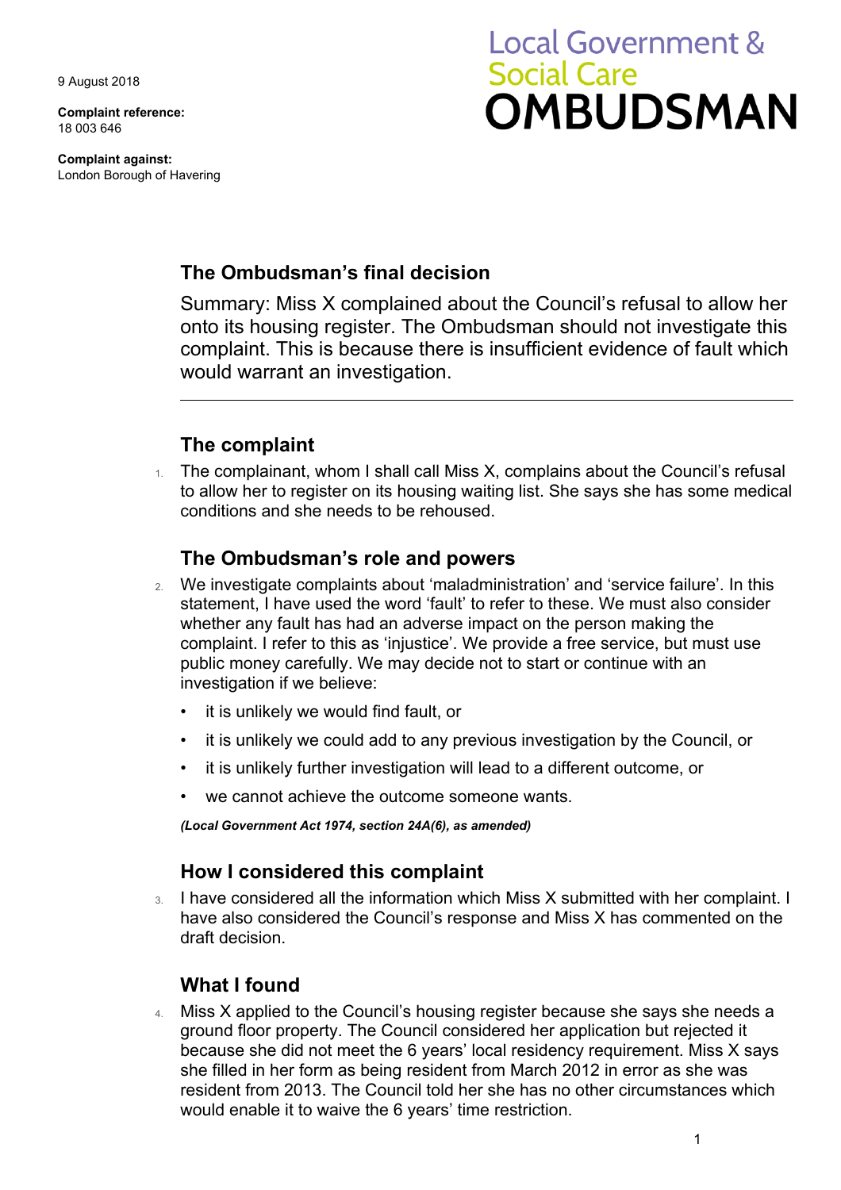9 August 2018

**Complaint reference:**
18 003 646

**Complaint against:**
London Borough of Havering

Local Government & Social Care
# OMBUDSMAN

## The Ombudsman's final decision

Summary: Miss X complained about the Council's refusal to allow her onto its housing register. The Ombudsman should not investigate this complaint. This is because there is insufficient evidence of fault which would warrant an investigation.

---

## The complaint

1. The complainant, whom I shall call Miss X, complains about the Council's refusal to allow her to register on its housing waiting list. She says she has some medical conditions and she needs to be rehoused.

## The Ombudsman's role and powers

2. We investigate complaints about 'maladministration' and 'service failure'. In this statement, I have used the word 'fault' to refer to these. We must also consider whether any fault has had an adverse impact on the person making the complaint. I refer to this as 'injustice'. We provide a free service, but must use public money carefully. We may decide not to start or continue with an investigation if we believe:
   - it is unlikely we would find fault, or
   - it is unlikely we could add to any previous investigation by the Council, or
   - it is unlikely further investigation will lead to a different outcome, or
   - we cannot achieve the outcome someone wants.

   ***(Local Government Act 1974, section 24A(6), as amended)***

## How I considered this complaint

3. I have considered all the information which Miss X submitted with her complaint. I have also considered the Council's response and Miss X has commented on the draft decision.

## What I found

4. Miss X applied to the Council's housing register because she says she needs a ground floor property. The Council considered her application but rejected it because she did not meet the 6 years' local residency requirement. Miss X says she filled in her form as being resident from March 2012 in error as she was resident from 2013. The Council told her she has no other circumstances which would enable it to waive the 6 years' time restriction.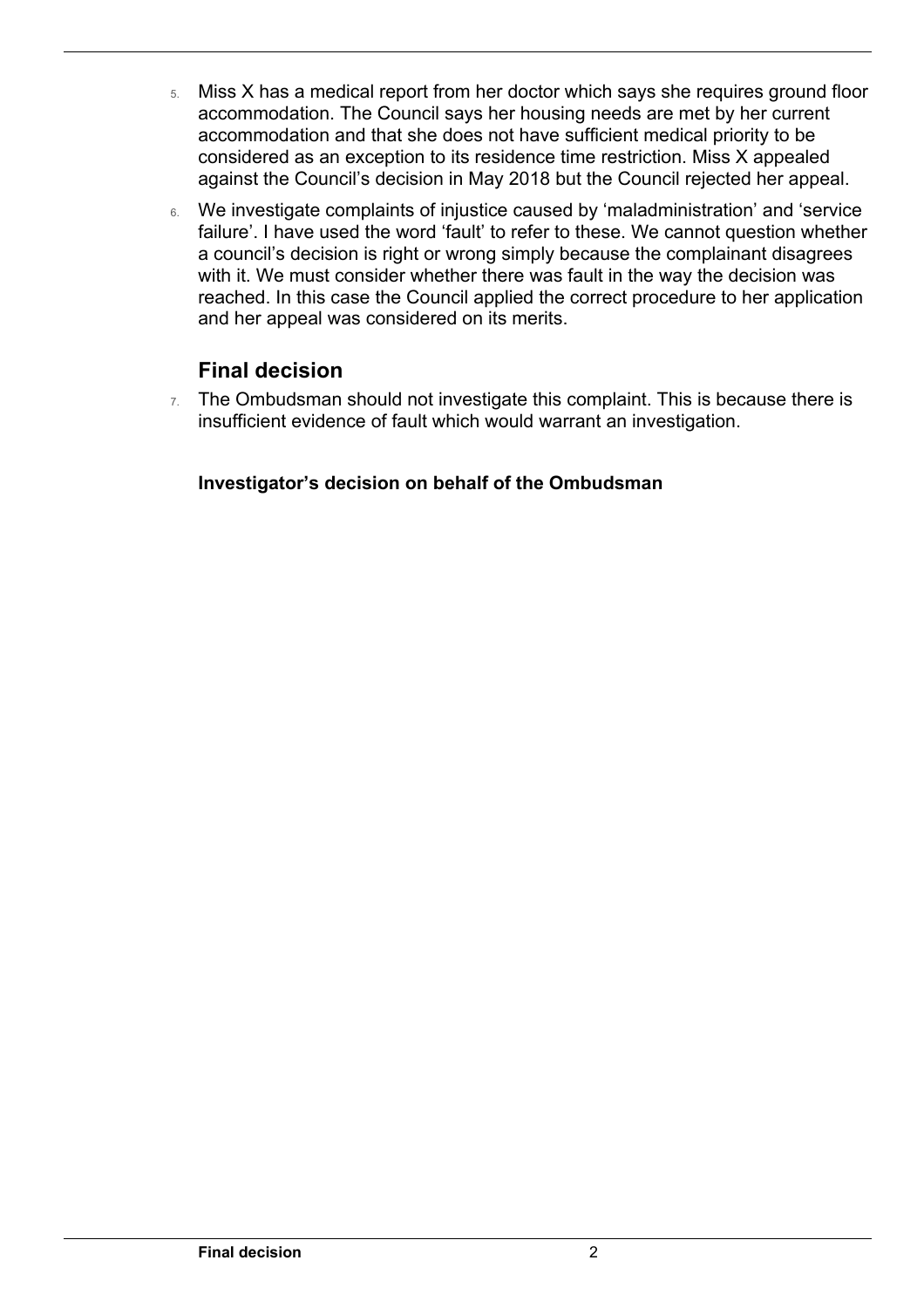5. Miss X has a medical report from her doctor which says she requires ground floor accommodation. The Council says her housing needs are met by her current accommodation and that she does not have sufficient medical priority to be considered as an exception to its residence time restriction. Miss X appealed against the Council's decision in May 2018 but the Council rejected her appeal.

6. We investigate complaints of injustice caused by 'maladministration' and 'service failure'. I have used the word 'fault' to refer to these. We cannot question whether a council's decision is right or wrong simply because the complainant disagrees with it. We must consider whether there was fault in the way the decision was reached. In this case the Council applied the correct procedure to her application and her appeal was considered on its merits.

## Final decision

7. The Ombudsman should not investigate this complaint. This is because there is insufficient evidence of fault which would warrant an investigation.

**Investigator's decision on behalf of the Ombudsman**